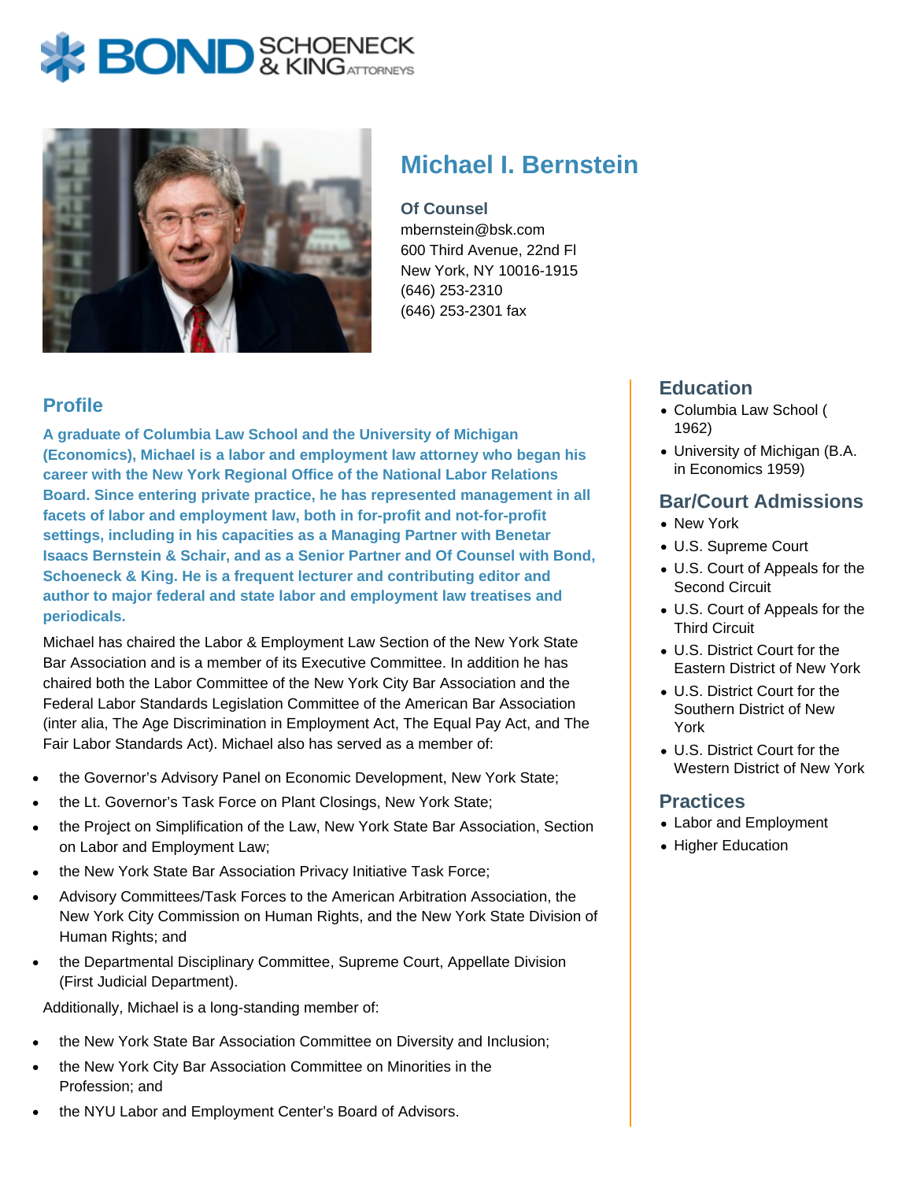BOND SCHOENECK & KING ATTORNEYS

# Michael I. Bernstein

**Of Counsel**
mbernstein@bsk.com
600 Third Avenue, 22nd Fl
New York, NY 10016-1915
(646) 253-2310
(646) 253-2301 fax

## Profile

**A graduate of Columbia Law School and the University of Michigan (Economics), Michael is a labor and employment law attorney who began his career with the New York Regional Office of the National Labor Relations Board. Since entering private practice, he has represented management in all facets of labor and employment law, both in for-profit and not-for-profit settings, including in his capacities as a Managing Partner with Benetar Isaacs Bernstein & Schair, and as a Senior Partner and Of Counsel with Bond, Schoeneck & King. He is a frequent lecturer and contributing editor and author to major federal and state labor and employment law treatises and periodicals.**

Michael has chaired the Labor & Employment Law Section of the New York State Bar Association and is a member of its Executive Committee. In addition he has chaired both the Labor Committee of the New York City Bar Association and the Federal Labor Standards Legislation Committee of the American Bar Association (inter alia, The Age Discrimination in Employment Act, The Equal Pay Act, and The Fair Labor Standards Act). Michael also has served as a member of:

- the Governor's Advisory Panel on Economic Development, New York State;
- the Lt. Governor's Task Force on Plant Closings, New York State;
- the Project on Simplification of the Law, New York State Bar Association, Section on Labor and Employment Law;
- the New York State Bar Association Privacy Initiative Task Force;
- Advisory Committees/Task Forces to the American Arbitration Association, the New York City Commission on Human Rights, and the New York State Division of Human Rights; and
- the Departmental Disciplinary Committee, Supreme Court, Appellate Division (First Judicial Department).

Additionally, Michael is a long-standing member of:

- the New York State Bar Association Committee on Diversity and Inclusion;
- the New York City Bar Association Committee on Minorities in the Profession; and
- the NYU Labor and Employment Center's Board of Advisors.

## Education

- Columbia Law School ( 1962)
- University of Michigan (B.A. in Economics 1959)

## Bar/Court Admissions

- New York
- U.S. Supreme Court
- U.S. Court of Appeals for the Second Circuit
- U.S. Court of Appeals for the Third Circuit
- U.S. District Court for the Eastern District of New York
- U.S. District Court for the Southern District of New York
- U.S. District Court for the Western District of New York

## Practices

- Labor and Employment
- Higher Education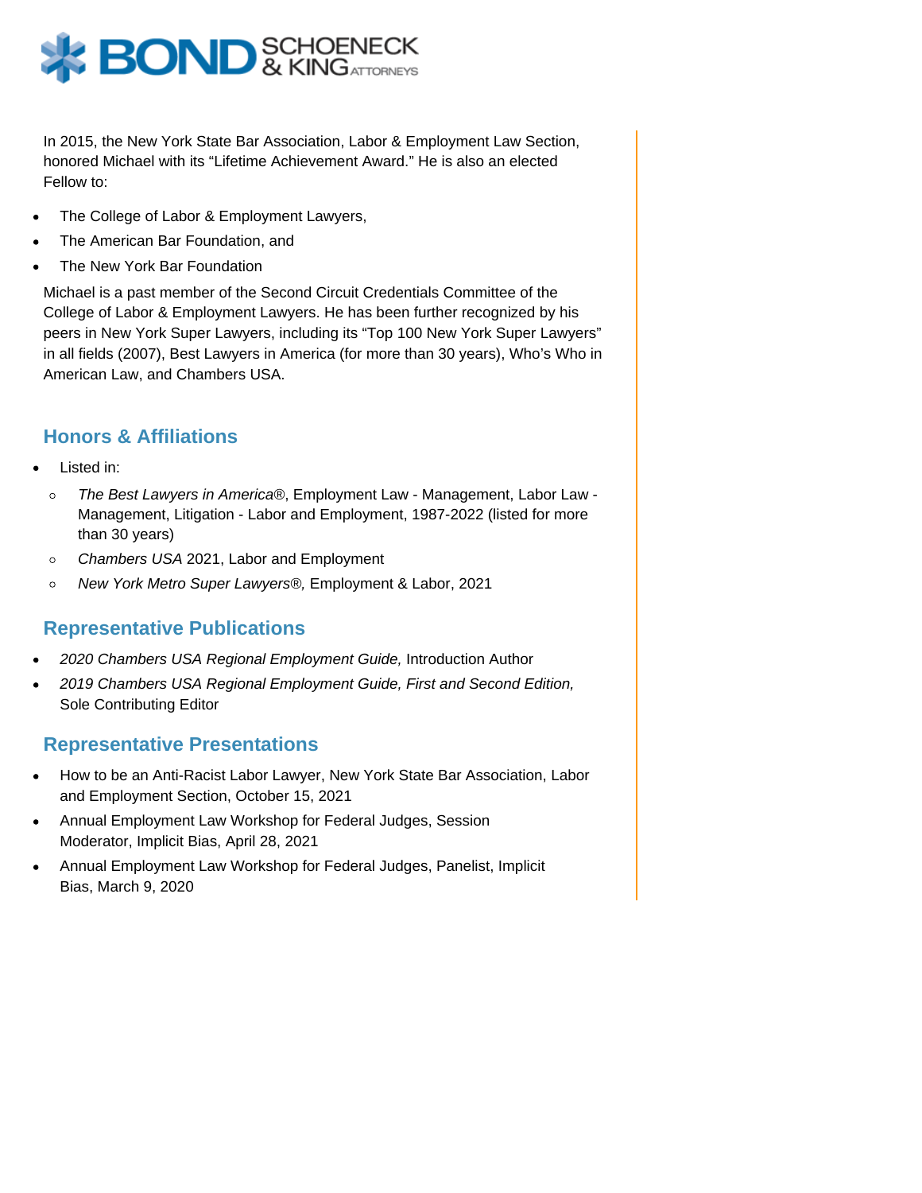In 2015, the New York State Bar Association, Labor & Employment Law Section, honored Michael with its “Lifetime Achievement Award.” He is also an elected Fellow to:

- The College of Labor & Employment Lawyers,
- The American Bar Foundation, and
- The New York Bar Foundation

Michael is a past member of the Second Circuit Credentials Committee of the College of Labor & Employment Lawyers. He has been further recognized by his peers in New York Super Lawyers, including its “Top 100 New York Super Lawyers” in all fields (2007), Best Lawyers in America (for more than 30 years), Who’s Who in American Law, and Chambers USA.

## Honors & Affiliations

- Listed in:
  - *The Best Lawyers in America*®, Employment Law - Management, Labor Law - Management, Litigation - Labor and Employment, 1987-2022 (listed for more than 30 years)
  - *Chambers USA* 2021, Labor and Employment
  - *New York Metro Super Lawyers®,* Employment & Labor, 2021

## Representative Publications

- *2020 Chambers USA Regional Employment Guide,* Introduction Author
- *2019 Chambers USA Regional Employment Guide, First and Second Edition,* Sole Contributing Editor

## Representative Presentations

- How to be an Anti-Racist Labor Lawyer, New York State Bar Association, Labor and Employment Section, October 15, 2021
- Annual Employment Law Workshop for Federal Judges, Session Moderator, Implicit Bias, April 28, 2021
- Annual Employment Law Workshop for Federal Judges, Panelist, Implicit Bias, March 9, 2020